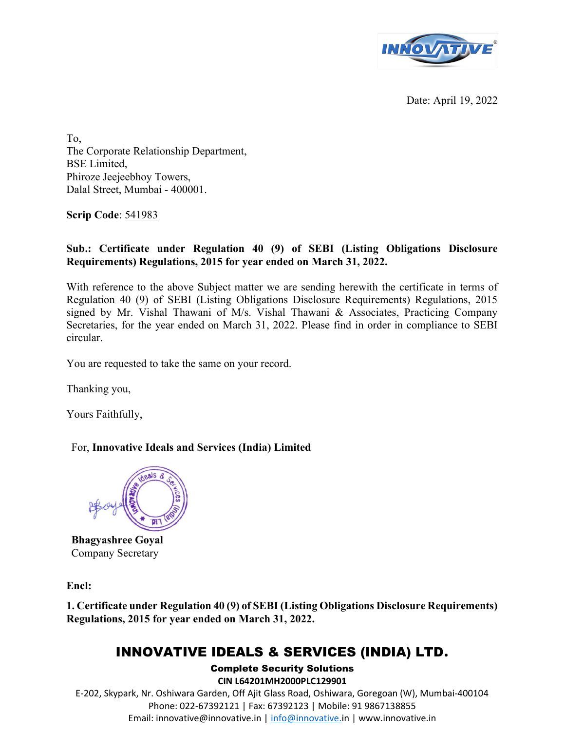Date: April 19, 2022

To,
The Corporate Relationship Department,
BSE Limited,
Phiroze Jeejeebhoy Towers,
Dalal Street, Mumbai - 400001.

**Scrip Code**: 541983

**Sub.: Certificate under Regulation 40 (9) of SEBI (Listing Obligations Disclosure Requirements) Regulations, 2015 for year ended on March 31, 2022.**

With reference to the above Subject matter we are sending herewith the certificate in terms of Regulation 40 (9) of SEBI (Listing Obligations Disclosure Requirements) Regulations, 2015 signed by Mr. Vishal Thawani of M/s. Vishal Thawani & Associates, Practicing Company Secretaries, for the year ended on March 31, 2022. Please find in order in compliance to SEBI circular.

You are requested to take the same on your record.

Thanking you,

Yours Faithfully,

For, **Innovative Ideals and Services (India) Limited**

**Bhagyashree Goyal**
Company Secretary

**Encl:**

**1. Certificate under Regulation 40 (9) of SEBI (Listing Obligations Disclosure Requirements) Regulations, 2015 for year ended on March 31, 2022.**

**INNOVATIVE IDEALS & SERVICES (INDIA) LTD.**

**Complete Security Solutions**

**CIN L64201MH2000PLC129901**

E-202, Skypark, Nr. Oshiwara Garden, Off Ajit Glass Road, Oshiwara, Goregaon (W), Mumbai-400104
Phone: 022-67392121 | Fax: 67392123 | Mobile: 91 9867138855
Email: innovative@innovative.in | info@innovative.in | www.innovative.in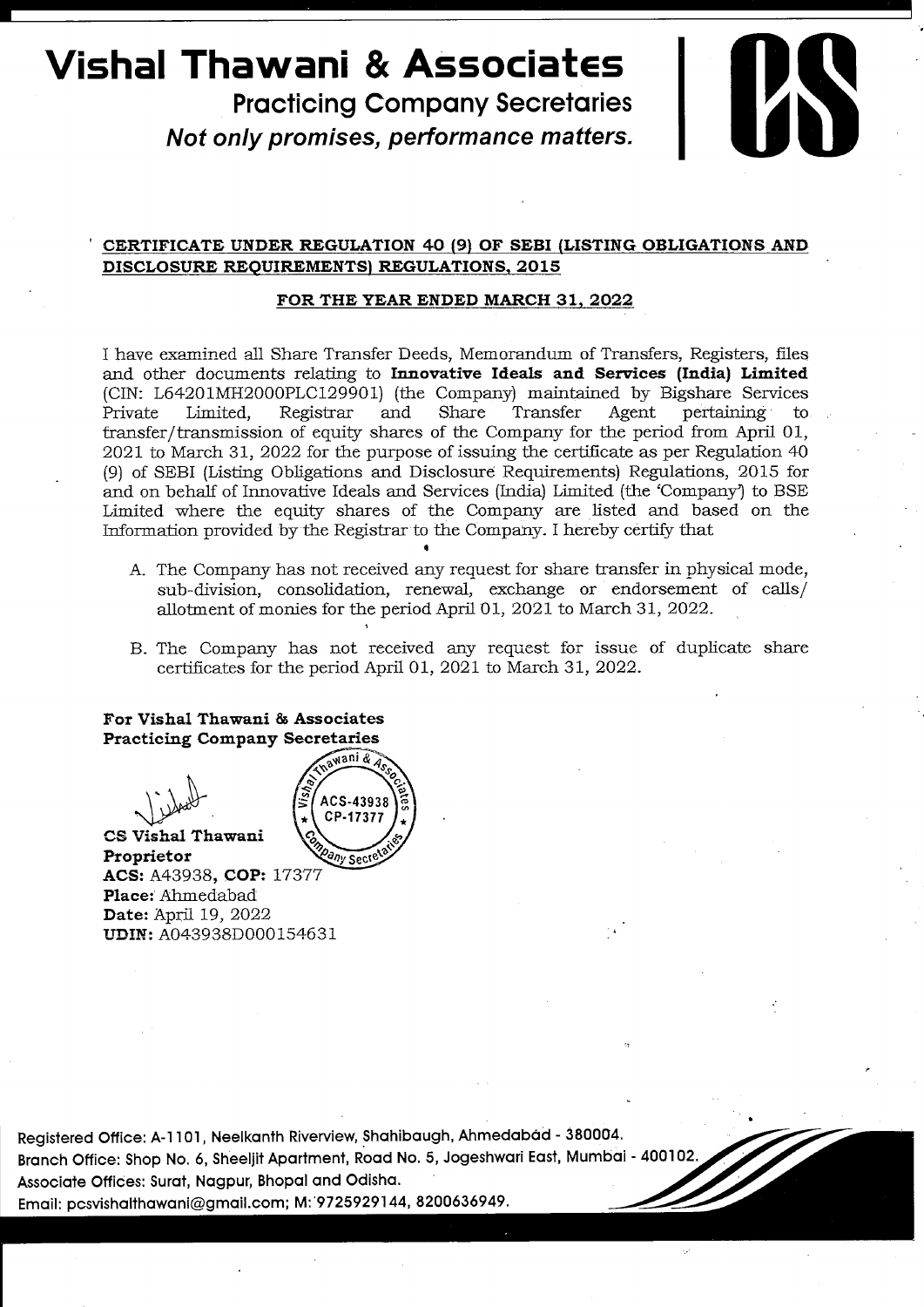# Vishal Thawani & Associates

**Practicing Company Secretaries**

***Not only promises, performance matters.***

**CERTIFICATE UNDER REGULATION 40 (9) OF SEBI (LISTING OBLIGATIONS AND DISCLOSURE REQUIREMENTS) REGULATIONS, 2015**

**FOR THE YEAR ENDED MARCH 31, 2022**

I have examined all Share Transfer Deeds, Memorandum of Transfers, Registers, files and other documents relating to **Innovative Ideals and Services (India) Limited** (CIN: L64201MH2000PLC129901) (the Company) maintained by Bigshare Services Private Limited, Registrar and Share Transfer Agent pertaining to transfer/transmission of equity shares of the Company for the period from April 01, 2021 to March 31, 2022 for the purpose of issuing the certificate as per Regulation 40 (9) of SEBI (Listing Obligations and Disclosure Requirements) Regulations, 2015 for and on behalf of Innovative Ideals and Services (India) Limited (the 'Company') to BSE Limited where the equity shares of the Company are listed and based on the Information provided by the Registrar to the Company. I hereby certify that

A. The Company has not received any request for share transfer in physical mode, sub-division, consolidation, renewal, exchange or endorsement of calls/ allotment of monies for the period April 01, 2021 to March 31, 2022.

B. The Company has not received any request for issue of duplicate share certificates for the period April 01, 2021 to March 31, 2022.

**For Vishal Thawani & Associates**
**Practicing Company Secretaries**

Vishal Thawani & Associates Company Secretaries ACS-43938 CP-17377

**CS Vishal Thawani**
**Proprietor**
**ACS:** A43938, **COP:** 17377
**Place:** Ahmedabad
**Date:** April 19, 2022
**UDIN:** A043938D000154631

Registered Office: A-1101, Neelkanth Riverview, Shahibaugh, Ahmedabad - 380004.
Branch Office: Shop No. 6, Sheeljit Apartment, Road No. 5, Jogeshwari East, Mumbai - 400102.
Associate Offices: Surat, Nagpur, Bhopal and Odisha.
Email: pcsvishalthawani@gmail.com; M: 9725929144, 8200636949.